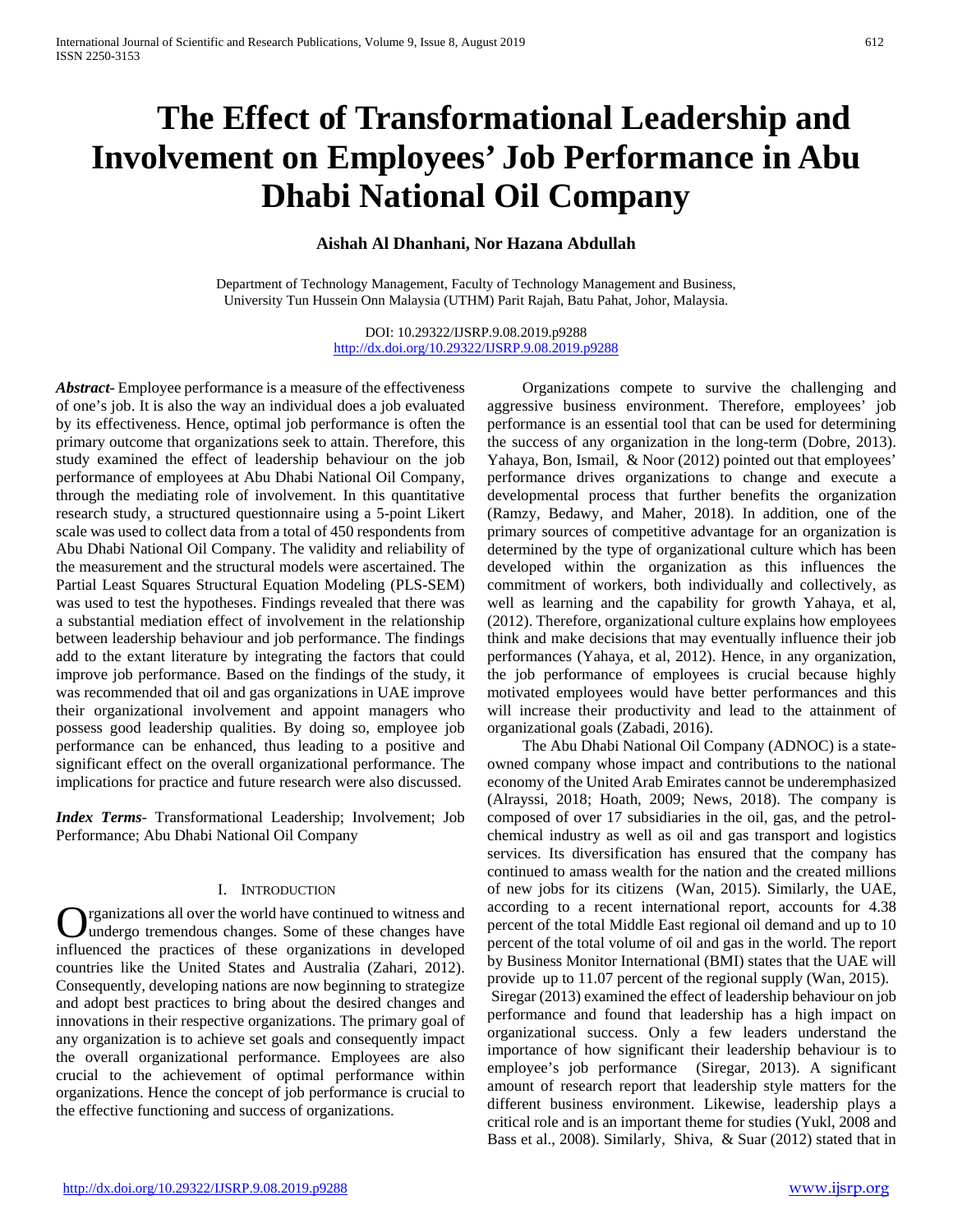# The Effect of Transformational Leadership and Involvement on Employees' Job Performance in Abu Dhabi National Oil Company

**Aishah Al Dhanhani, Nor Hazana Abdullah**

Department of Technology Management, Faculty of Technology Management and Business, University Tun Hussein Onn Malaysia (UTHM) Parit Rajah, Batu Pahat, Johor, Malaysia.

DOI: 10.29322/IJSRP.9.08.2019.p9288
http://dx.doi.org/10.29322/IJSRP.9.08.2019.p9288

***Abstract*-** Employee performance is a measure of the effectiveness of one's job. It is also the way an individual does a job evaluated by its effectiveness. Hence, optimal job performance is often the primary outcome that organizations seek to attain. Therefore, this study examined the effect of leadership behaviour on the job performance of employees at Abu Dhabi National Oil Company, through the mediating role of involvement. In this quantitative research study, a structured questionnaire using a 5-point Likert scale was used to collect data from a total of 450 respondents from Abu Dhabi National Oil Company. The validity and reliability of the measurement and the structural models were ascertained. The Partial Least Squares Structural Equation Modeling (PLS-SEM) was used to test the hypotheses. Findings revealed that there was a substantial mediation effect of involvement in the relationship between leadership behaviour and job performance. The findings add to the extant literature by integrating the factors that could improve job performance. Based on the findings of the study, it was recommended that oil and gas organizations in UAE improve their organizational involvement and appoint managers who possess good leadership qualities. By doing so, employee job performance can be enhanced, thus leading to a positive and significant effect on the overall organizational performance. The implications for practice and future research were also discussed.

***Index Terms*-** Transformational Leadership; Involvement; Job Performance; Abu Dhabi National Oil Company

## I. Introduction

Organizations all over the world have continued to witness and undergo tremendous changes. Some of these changes have influenced the practices of these organizations in developed countries like the United States and Australia (Zahari, 2012). Consequently, developing nations are now beginning to strategize and adopt best practices to bring about the desired changes and innovations in their respective organizations. The primary goal of any organization is to achieve set goals and consequently impact the overall organizational performance. Employees are also crucial to the achievement of optimal performance within organizations. Hence the concept of job performance is crucial to the effective functioning and success of organizations.

Organizations compete to survive the challenging and aggressive business environment. Therefore, employees' job performance is an essential tool that can be used for determining the success of any organization in the long-term (Dobre, 2013). Yahaya, Bon, Ismail, & Noor (2012) pointed out that employees' performance drives organizations to change and execute a developmental process that further benefits the organization (Ramzy, Bedawy, and Maher, 2018). In addition, one of the primary sources of competitive advantage for an organization is determined by the type of organizational culture which has been developed within the organization as this influences the commitment of workers, both individually and collectively, as well as learning and the capability for growth Yahaya, et al, (2012). Therefore, organizational culture explains how employees think and make decisions that may eventually influence their job performances (Yahaya, et al, 2012). Hence, in any organization, the job performance of employees is crucial because highly motivated employees would have better performances and this will increase their productivity and lead to the attainment of organizational goals (Zabadi, 2016).

The Abu Dhabi National Oil Company (ADNOC) is a state-owned company whose impact and contributions to the national economy of the United Arab Emirates cannot be underemphasized (Alrayssi, 2018; Hoath, 2009; News, 2018). The company is composed of over 17 subsidiaries in the oil, gas, and the petrol-chemical industry as well as oil and gas transport and logistics services. Its diversification has ensured that the company has continued to amass wealth for the nation and the created millions of new jobs for its citizens (Wan, 2015). Similarly, the UAE, according to a recent international report, accounts for 4.38 percent of the total Middle East regional oil demand and up to 10 percent of the total volume of oil and gas in the world. The report by Business Monitor International (BMI) states that the UAE will provide up to 11.07 percent of the regional supply (Wan, 2015).

Siregar (2013) examined the effect of leadership behaviour on job performance and found that leadership has a high impact on organizational success. Only a few leaders understand the importance of how significant their leadership behaviour is to employee's job performance (Siregar, 2013). A significant amount of research report that leadership style matters for the different business environment. Likewise, leadership plays a critical role and is an important theme for studies (Yukl, 2008 and Bass et al., 2008). Similarly, Shiva, & Suar (2012) stated that in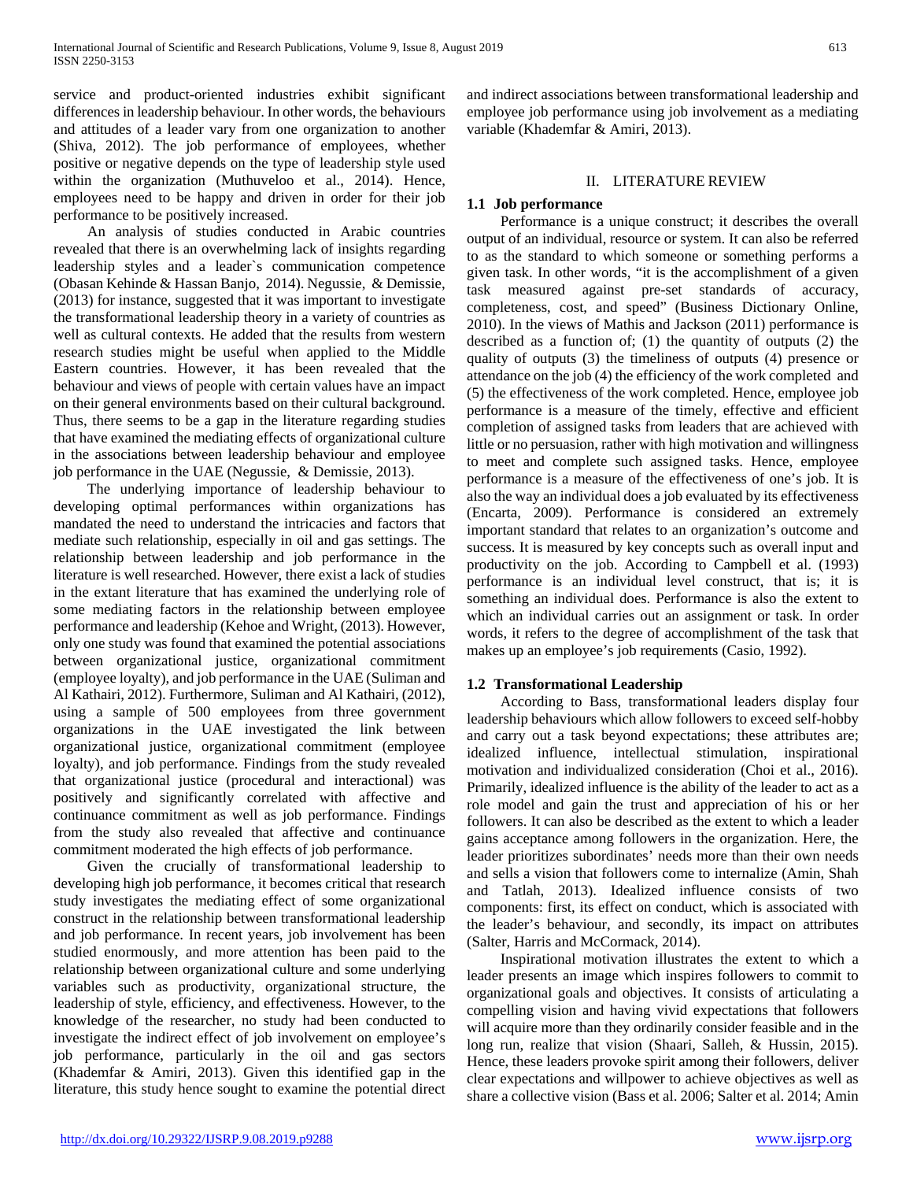service and product-oriented industries exhibit significant differences in leadership behaviour. In other words, the behaviours and attitudes of a leader vary from one organization to another (Shiva, 2012). The job performance of employees, whether positive or negative depends on the type of leadership style used within the organization (Muthuveloo et al., 2014). Hence, employees need to be happy and driven in order for their job performance to be positively increased.

An analysis of studies conducted in Arabic countries revealed that there is an overwhelming lack of insights regarding leadership styles and a leader`s communication competence (Obasan Kehinde & Hassan Banjo, 2014). Negussie, & Demissie, (2013) for instance, suggested that it was important to investigate the transformational leadership theory in a variety of countries as well as cultural contexts. He added that the results from western research studies might be useful when applied to the Middle Eastern countries. However, it has been revealed that the behaviour and views of people with certain values have an impact on their general environments based on their cultural background. Thus, there seems to be a gap in the literature regarding studies that have examined the mediating effects of organizational culture in the associations between leadership behaviour and employee job performance in the UAE (Negussie, & Demissie, 2013).

The underlying importance of leadership behaviour to developing optimal performances within organizations has mandated the need to understand the intricacies and factors that mediate such relationship, especially in oil and gas settings. The relationship between leadership and job performance in the literature is well researched. However, there exist a lack of studies in the extant literature that has examined the underlying role of some mediating factors in the relationship between employee performance and leadership (Kehoe and Wright, (2013). However, only one study was found that examined the potential associations between organizational justice, organizational commitment (employee loyalty), and job performance in the UAE (Suliman and Al Kathairi, 2012). Furthermore, Suliman and Al Kathairi, (2012), using a sample of 500 employees from three government organizations in the UAE investigated the link between organizational justice, organizational commitment (employee loyalty), and job performance. Findings from the study revealed that organizational justice (procedural and interactional) was positively and significantly correlated with affective and continuance commitment as well as job performance. Findings from the study also revealed that affective and continuance commitment moderated the high effects of job performance.

Given the crucially of transformational leadership to developing high job performance, it becomes critical that research study investigates the mediating effect of some organizational construct in the relationship between transformational leadership and job performance. In recent years, job involvement has been studied enormously, and more attention has been paid to the relationship between organizational culture and some underlying variables such as productivity, organizational structure, the leadership of style, efficiency, and effectiveness. However, to the knowledge of the researcher, no study had been conducted to investigate the indirect effect of job involvement on employee's job performance, particularly in the oil and gas sectors (Khademfar & Amiri, 2013). Given this identified gap in the literature, this study hence sought to examine the potential direct and indirect associations between transformational leadership and employee job performance using job involvement as a mediating variable (Khademfar & Amiri, 2013).

## II. LITERATURE REVIEW

### 1.1 Job performance

Performance is a unique construct; it describes the overall output of an individual, resource or system. It can also be referred to as the standard to which someone or something performs a given task. In other words, "it is the accomplishment of a given task measured against pre-set standards of accuracy, completeness, cost, and speed" (Business Dictionary Online, 2010). In the views of Mathis and Jackson (2011) performance is described as a function of; (1) the quantity of outputs (2) the quality of outputs (3) the timeliness of outputs (4) presence or attendance on the job (4) the efficiency of the work completed and (5) the effectiveness of the work completed. Hence, employee job performance is a measure of the timely, effective and efficient completion of assigned tasks from leaders that are achieved with little or no persuasion, rather with high motivation and willingness to meet and complete such assigned tasks. Hence, employee performance is a measure of the effectiveness of one's job. It is also the way an individual does a job evaluated by its effectiveness (Encarta, 2009). Performance is considered an extremely important standard that relates to an organization's outcome and success. It is measured by key concepts such as overall input and productivity on the job. According to Campbell et al. (1993) performance is an individual level construct, that is; it is something an individual does. Performance is also the extent to which an individual carries out an assignment or task. In order words, it refers to the degree of accomplishment of the task that makes up an employee's job requirements (Casio, 1992).

### 1.2 Transformational Leadership

According to Bass, transformational leaders display four leadership behaviours which allow followers to exceed self-hobby and carry out a task beyond expectations; these attributes are; idealized influence, intellectual stimulation, inspirational motivation and individualized consideration (Choi et al., 2016). Primarily, idealized influence is the ability of the leader to act as a role model and gain the trust and appreciation of his or her followers. It can also be described as the extent to which a leader gains acceptance among followers in the organization. Here, the leader prioritizes subordinates' needs more than their own needs and sells a vision that followers come to internalize (Amin, Shah and Tatlah, 2013). Idealized influence consists of two components: first, its effect on conduct, which is associated with the leader's behaviour, and secondly, its impact on attributes (Salter, Harris and McCormack, 2014).

Inspirational motivation illustrates the extent to which a leader presents an image which inspires followers to commit to organizational goals and objectives. It consists of articulating a compelling vision and having vivid expectations that followers will acquire more than they ordinarily consider feasible and in the long run, realize that vision (Shaari, Salleh, & Hussin, 2015). Hence, these leaders provoke spirit among their followers, deliver clear expectations and willpower to achieve objectives as well as share a collective vision (Bass et al. 2006; Salter et al. 2014; Amin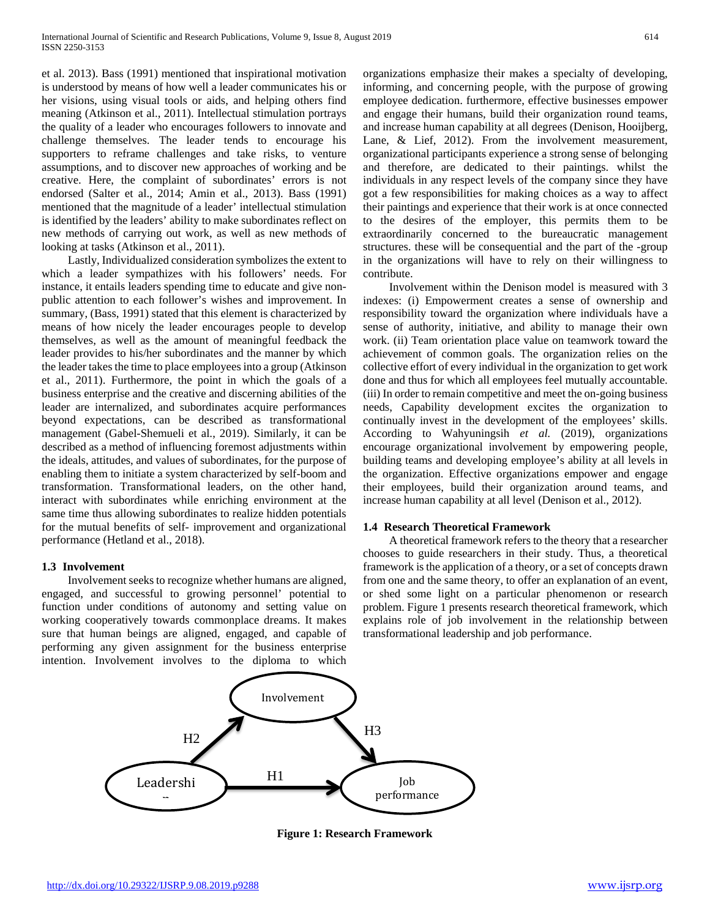et al. 2013). Bass (1991) mentioned that inspirational motivation is understood by means of how well a leader communicates his or her visions, using visual tools or aids, and helping others find meaning (Atkinson et al., 2011). Intellectual stimulation portrays the quality of a leader who encourages followers to innovate and challenge themselves. The leader tends to encourage his supporters to reframe challenges and take risks, to venture assumptions, and to discover new approaches of working and be creative. Here, the complaint of subordinates' errors is not endorsed (Salter et al., 2014; Amin et al., 2013). Bass (1991) mentioned that the magnitude of a leader' intellectual stimulation is identified by the leaders' ability to make subordinates reflect on new methods of carrying out work, as well as new methods of looking at tasks (Atkinson et al., 2011).

Lastly, Individualized consideration symbolizes the extent to which a leader sympathizes with his followers' needs. For instance, it entails leaders spending time to educate and give non-public attention to each follower's wishes and improvement. In summary, (Bass, 1991) stated that this element is characterized by means of how nicely the leader encourages people to develop themselves, as well as the amount of meaningful feedback the leader provides to his/her subordinates and the manner by which the leader takes the time to place employees into a group (Atkinson et al., 2011). Furthermore, the point in which the goals of a business enterprise and the creative and discerning abilities of the leader are internalized, and subordinates acquire performances beyond expectations, can be described as transformational management (Gabel-Shemueli et al., 2019). Similarly, it can be described as a method of influencing foremost adjustments within the ideals, attitudes, and values of subordinates, for the purpose of enabling them to initiate a system characterized by self-boom and transformation. Transformational leaders, on the other hand, interact with subordinates while enriching environment at the same time thus allowing subordinates to realize hidden potentials for the mutual benefits of self- improvement and organizational performance (Hetland et al., 2018).

### 1.3 Involvement

Involvement seeks to recognize whether humans are aligned, engaged, and successful to growing personnel' potential to function under conditions of autonomy and setting value on working cooperatively towards commonplace dreams. It makes sure that human beings are aligned, engaged, and capable of performing any given assignment for the business enterprise intention. Involvement involves to the diploma to which organizations emphasize their makes a specialty of developing, informing, and concerning people, with the purpose of growing employee dedication. furthermore, effective businesses empower and engage their humans, build their organization round teams, and increase human capability at all degrees (Denison, Hooijberg, Lane, & Lief, 2012). From the involvement measurement, organizational participants experience a strong sense of belonging and therefore, are dedicated to their paintings. whilst the individuals in any respect levels of the company since they have got a few responsibilities for making choices as a way to affect their paintings and experience that their work is at once connected to the desires of the employer, this permits them to be extraordinarily concerned to the bureaucratic management structures. these will be consequential and the part of the -group in the organizations will have to rely on their willingness to contribute.

Involvement within the Denison model is measured with 3 indexes: (i) Empowerment creates a sense of ownership and responsibility toward the organization where individuals have a sense of authority, initiative, and ability to manage their own work. (ii) Team orientation place value on teamwork toward the achievement of common goals. The organization relies on the collective effort of every individual in the organization to get work done and thus for which all employees feel mutually accountable. (iii) In order to remain competitive and meet the on-going business needs, Capability development excites the organization to continually invest in the development of the employees' skills. According to Wahyuningsih *et al.* (2019), organizations encourage organizational involvement by empowering people, building teams and developing employee's ability at all levels in the organization. Effective organizations empower and engage their employees, build their organization around teams, and increase human capability at all level (Denison et al., 2012).

### 1.4 Research Theoretical Framework

A theoretical framework refers to the theory that a researcher chooses to guide researchers in their study. Thus, a theoretical framework is the application of a theory, or a set of concepts drawn from one and the same theory, to offer an explanation of an event, or shed some light on a particular phenomenon or research problem. Figure 1 presents research theoretical framework, which explains role of job involvement in the relationship between transformational leadership and job performance.

Involvement

H2 H3

Leadership H1 Job performance

**Figure 1: Research Framework**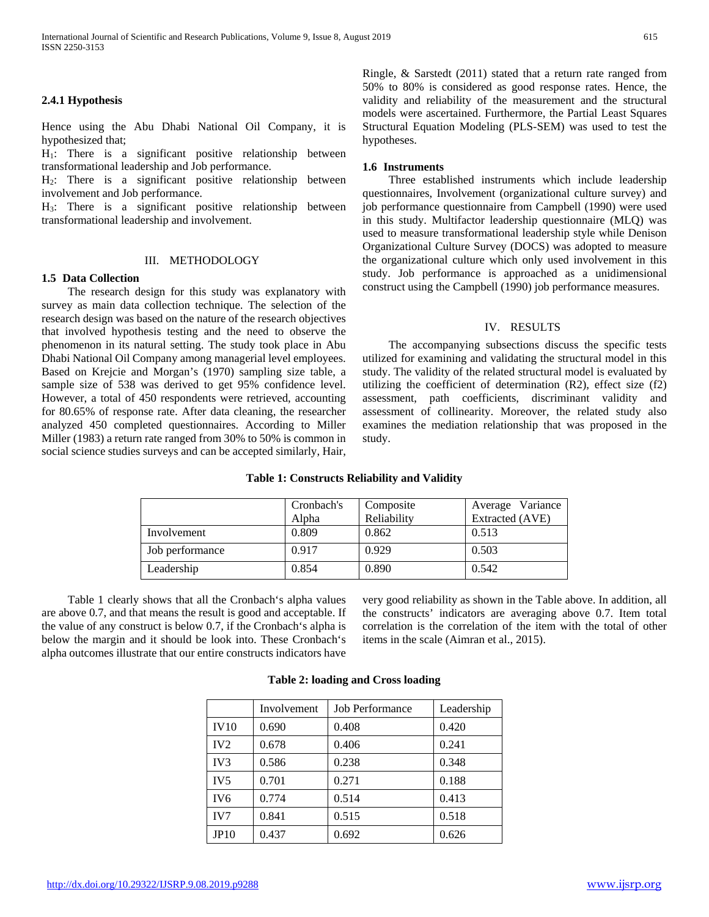### 2.4.1 Hypothesis

Hence using the Abu Dhabi National Oil Company, it is hypothesized that;

$H_1$: There is a significant positive relationship between transformational leadership and Job performance.

$H_2$: There is a significant positive relationship between involvement and Job performance.

$H_3$: There is a significant positive relationship between transformational leadership and involvement.

## III. METHODOLOGY

### 1.5 Data Collection

The research design for this study was explanatory with survey as main data collection technique. The selection of the research design was based on the nature of the research objectives that involved hypothesis testing and the need to observe the phenomenon in its natural setting. The study took place in Abu Dhabi National Oil Company among managerial level employees. Based on Krejcie and Morgan's (1970) sampling size table, a sample size of 538 was derived to get 95% confidence level. However, a total of 450 respondents were retrieved, accounting for 80.65% of response rate. After data cleaning, the researcher analyzed 450 completed questionnaires. According to Miller Miller (1983) a return rate ranged from 30% to 50% is common in social science studies surveys and can be accepted similarly, Hair, Ringle, & Sarstedt (2011) stated that a return rate ranged from 50% to 80% is considered as good response rates. Hence, the validity and reliability of the measurement and the structural models were ascertained. Furthermore, the Partial Least Squares Structural Equation Modeling (PLS-SEM) was used to test the hypotheses.

### 1.6 Instruments

Three established instruments which include leadership questionnaires, Involvement (organizational culture survey) and job performance questionnaire from Campbell (1990) were used in this study. Multifactor leadership questionnaire (MLQ) was used to measure transformational leadership style while Denison Organizational Culture Survey (DOCS) was adopted to measure the organizational culture which only used involvement in this study. Job performance is approached as a unidimensional construct using the Campbell (1990) job performance measures.

## IV. RESULTS

The accompanying subsections discuss the specific tests utilized for examining and validating the structural model in this study. The validity of the related structural model is evaluated by utilizing the coefficient of determination (R2), effect size (f2) assessment, path coefficients, discriminant validity and assessment of collinearity. Moreover, the related study also examines the mediation relationship that was proposed in the study.

**Table 1: Constructs Reliability and Validity**

| | Cronbach's Alpha | Composite Reliability | Average Variance Extracted (AVE) |
|---|---|---|---|
| Involvement | 0.809 | 0.862 | 0.513 |
| Job performance | 0.917 | 0.929 | 0.503 |
| Leadership | 0.854 | 0.890 | 0.542 |

Table 1 clearly shows that all the Cronbach's alpha values are above 0.7, and that means the result is good and acceptable. If the value of any construct is below 0.7, if the Cronbach's alpha is below the margin and it should be look into. These Cronbach's alpha outcomes illustrate that our entire constructs indicators have very good reliability as shown in the Table above. In addition, all the constructs' indicators are averaging above 0.7. Item total correlation is the correlation of the item with the total of other items in the scale (Aimran et al., 2015).

**Table 2: loading and Cross loading**

| | Involvement | Job Performance | Leadership |
|---|---|---|---|
| IV10 | 0.690 | 0.408 | 0.420 |
| IV2 | 0.678 | 0.406 | 0.241 |
| IV3 | 0.586 | 0.238 | 0.348 |
| IV5 | 0.701 | 0.271 | 0.188 |
| IV6 | 0.774 | 0.514 | 0.413 |
| IV7 | 0.841 | 0.515 | 0.518 |
| JP10 | 0.437 | 0.692 | 0.626 |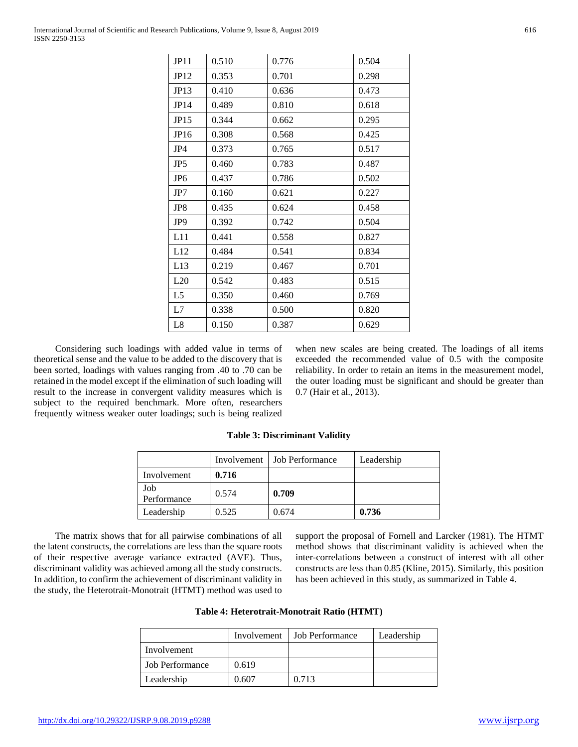| JP11 | 0.510 | 0.776 | 0.504 |
|---|---|---|---|
| JP12 | 0.353 | 0.701 | 0.298 |
| JP13 | 0.410 | 0.636 | 0.473 |
| JP14 | 0.489 | 0.810 | 0.618 |
| JP15 | 0.344 | 0.662 | 0.295 |
| JP16 | 0.308 | 0.568 | 0.425 |
| JP4 | 0.373 | 0.765 | 0.517 |
| JP5 | 0.460 | 0.783 | 0.487 |
| JP6 | 0.437 | 0.786 | 0.502 |
| JP7 | 0.160 | 0.621 | 0.227 |
| JP8 | 0.435 | 0.624 | 0.458 |
| JP9 | 0.392 | 0.742 | 0.504 |
| L11 | 0.441 | 0.558 | 0.827 |
| L12 | 0.484 | 0.541 | 0.834 |
| L13 | 0.219 | 0.467 | 0.701 |
| L20 | 0.542 | 0.483 | 0.515 |
| L5 | 0.350 | 0.460 | 0.769 |
| L7 | 0.338 | 0.500 | 0.820 |
| L8 | 0.150 | 0.387 | 0.629 |

Considering such loadings with added value in terms of theoretical sense and the value to be added to the discovery that is been sorted, loadings with values ranging from .40 to .70 can be retained in the model except if the elimination of such loading will result to the increase in convergent validity measures which is subject to the required benchmark. More often, researchers frequently witness weaker outer loadings; such is being realized when new scales are being created. The loadings of all items exceeded the recommended value of 0.5 with the composite reliability. In order to retain an items in the measurement model, the outer loading must be significant and should be greater than 0.7 (Hair et al., 2013).

**Table 3: Discriminant Validity**

| | Involvement | Job Performance | Leadership |
|---|---|---|---|
| Involvement | **0.716** | | |
| Job Performance | 0.574 | **0.709** | |
| Leadership | 0.525 | 0.674 | **0.736** |

The matrix shows that for all pairwise combinations of all the latent constructs, the correlations are less than the square roots of their respective average variance extracted (AVE). Thus, discriminant validity was achieved among all the study constructs. In addition, to confirm the achievement of discriminant validity in the study, the Heterotrait-Monotrait (HTMT) method was used to support the proposal of Fornell and Larcker (1981). The HTMT method shows that discriminant validity is achieved when the inter-correlations between a construct of interest with all other constructs are less than 0.85 (Kline, 2015). Similarly, this position has been achieved in this study, as summarized in Table 4.

**Table 4: Heterotrait-Monotrait Ratio (HTMT)**

| | Involvement | Job Performance | Leadership |
|---|---|---|---|
| Involvement | | | |
| Job Performance | 0.619 | | |
| Leadership | 0.607 | 0.713 | |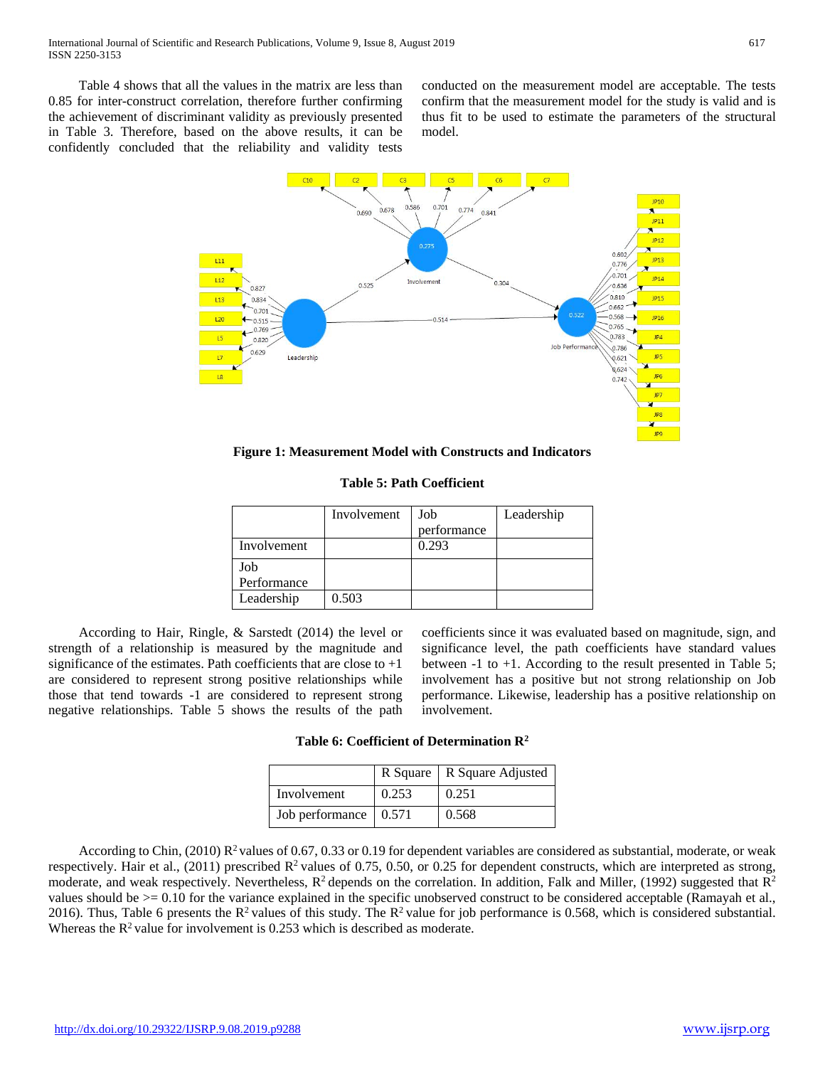Table 4 shows that all the values in the matrix are less than 0.85 for inter-construct correlation, therefore further confirming the achievement of discriminant validity as previously presented in Table 3. Therefore, based on the above results, it can be confidently concluded that the reliability and validity tests conducted on the measurement model are acceptable. The tests confirm that the measurement model for the study is valid and is thus fit to be used to estimate the parameters of the structural model.

**Figure 1: Measurement Model with Constructs and Indicators**

**Table 5: Path Coefficient**

| | Involvement | Job performance | Leadership |
|---|---|---|---|
| Involvement | | 0.293 | |
| Job Performance | | | |
| Leadership | 0.503 | | |

According to Hair, Ringle, & Sarstedt (2014) the level or strength of a relationship is measured by the magnitude and significance of the estimates. Path coefficients that are close to +1 are considered to represent strong positive relationships while those that tend towards -1 are considered to represent strong negative relationships. Table 5 shows the results of the path coefficients since it was evaluated based on magnitude, sign, and significance level, the path coefficients have standard values between -1 to +1. According to the result presented in Table 5; involvement has a positive but not strong relationship on Job performance. Likewise, leadership has a positive relationship on involvement.

**Table 6: Coefficient of Determination $R^2$**

| | R Square | R Square Adjusted |
|---|---|---|
| Involvement | 0.253 | 0.251 |
| Job performance | 0.571 | 0.568 |

According to Chin, (2010) $R^2$ values of 0.67, 0.33 or 0.19 for dependent variables are considered as substantial, moderate, or weak respectively. Hair et al., (2011) prescribed $R^2$ values of 0.75, 0.50, or 0.25 for dependent constructs, which are interpreted as strong, moderate, and weak respectively. Nevertheless, $R^2$ depends on the correlation. In addition, Falk and Miller, (1992) suggested that $R^2$ values should be >= 0.10 for the variance explained in the specific unobserved construct to be considered acceptable (Ramayah et al., 2016). Thus, Table 6 presents the $R^2$ values of this study. The $R^2$ value for job performance is 0.568, which is considered substantial. Whereas the $R^2$ value for involvement is 0.253 which is described as moderate.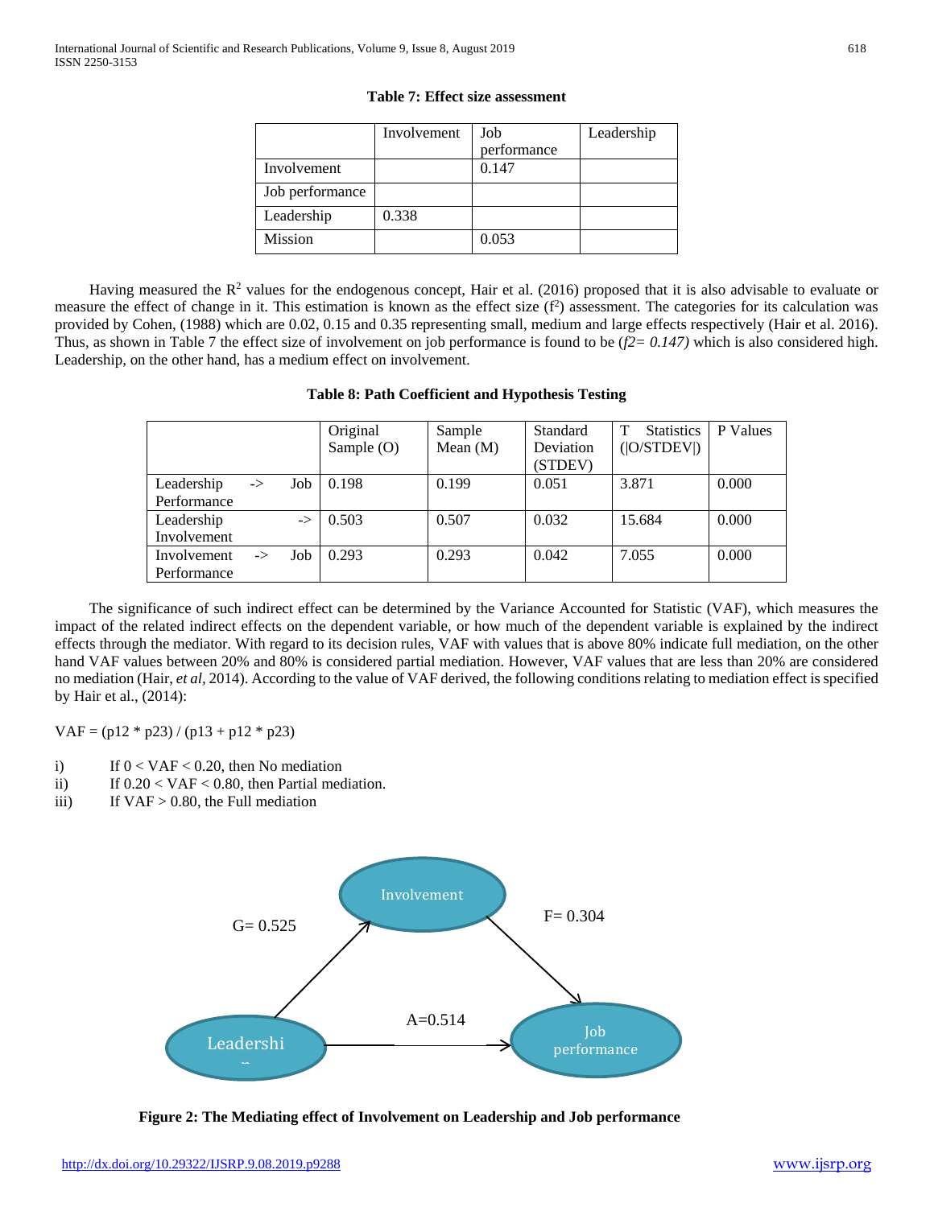**Table 7: Effect size assessment**

| | Involvement | Job performance | Leadership |
|---|---|---|---|
| Involvement | | 0.147 | |
| Job performance | | | |
| Leadership | 0.338 | | |
| Mission | | 0.053 | |

Having measured the $R^2$ values for the endogenous concept, Hair et al. (2016) proposed that it is also advisable to evaluate or measure the effect of change in it. This estimation is known as the effect size ($f^2$) assessment. The categories for its calculation was provided by Cohen, (1988) which are 0.02, 0.15 and 0.35 representing small, medium and large effects respectively (Hair et al. 2016). Thus, as shown in Table 7 the effect size of involvement on job performance is found to be (*f2= 0.147)* which is also considered high. Leadership, on the other hand, has a medium effect on involvement.

**Table 8: Path Coefficient and Hypothesis Testing**

| | Original Sample (O) | Sample Mean (M) | Standard Deviation (STDEV) | T Statistics (\|O/STDEV\|) | P Values |
|---|---|---|---|---|---|
| Leadership -> Job Performance | 0.198 | 0.199 | 0.051 | 3.871 | 0.000 |
| Leadership -> Involvement | 0.503 | 0.507 | 0.032 | 15.684 | 0.000 |
| Involvement -> Job Performance | 0.293 | 0.293 | 0.042 | 7.055 | 0.000 |

The significance of such indirect effect can be determined by the Variance Accounted for Statistic (VAF), which measures the impact of the related indirect effects on the dependent variable, or how much of the dependent variable is explained by the indirect effects through the mediator. With regard to its decision rules, VAF with values that is above 80% indicate full mediation, on the other hand VAF values between 20% and 80% is considered partial mediation. However, VAF values that are less than 20% are considered no mediation (Hair, *et al*, 2014). According to the value of VAF derived, the following conditions relating to mediation effect is specified by Hair et al., (2014):

$$VAF = (p12 * p23) / (p13 + p12 * p23)$$

i) If $0 < VAF < 0.20$, then No mediation
ii) If $0.20 < VAF < 0.80$, then Partial mediation.
iii) If $VAF > 0.80$, the Full mediation

G= 0.525

Involvement

F= 0.304

A=0.514

Leadership

Job performance

**Figure 2: The Mediating effect of Involvement on Leadership and Job performance**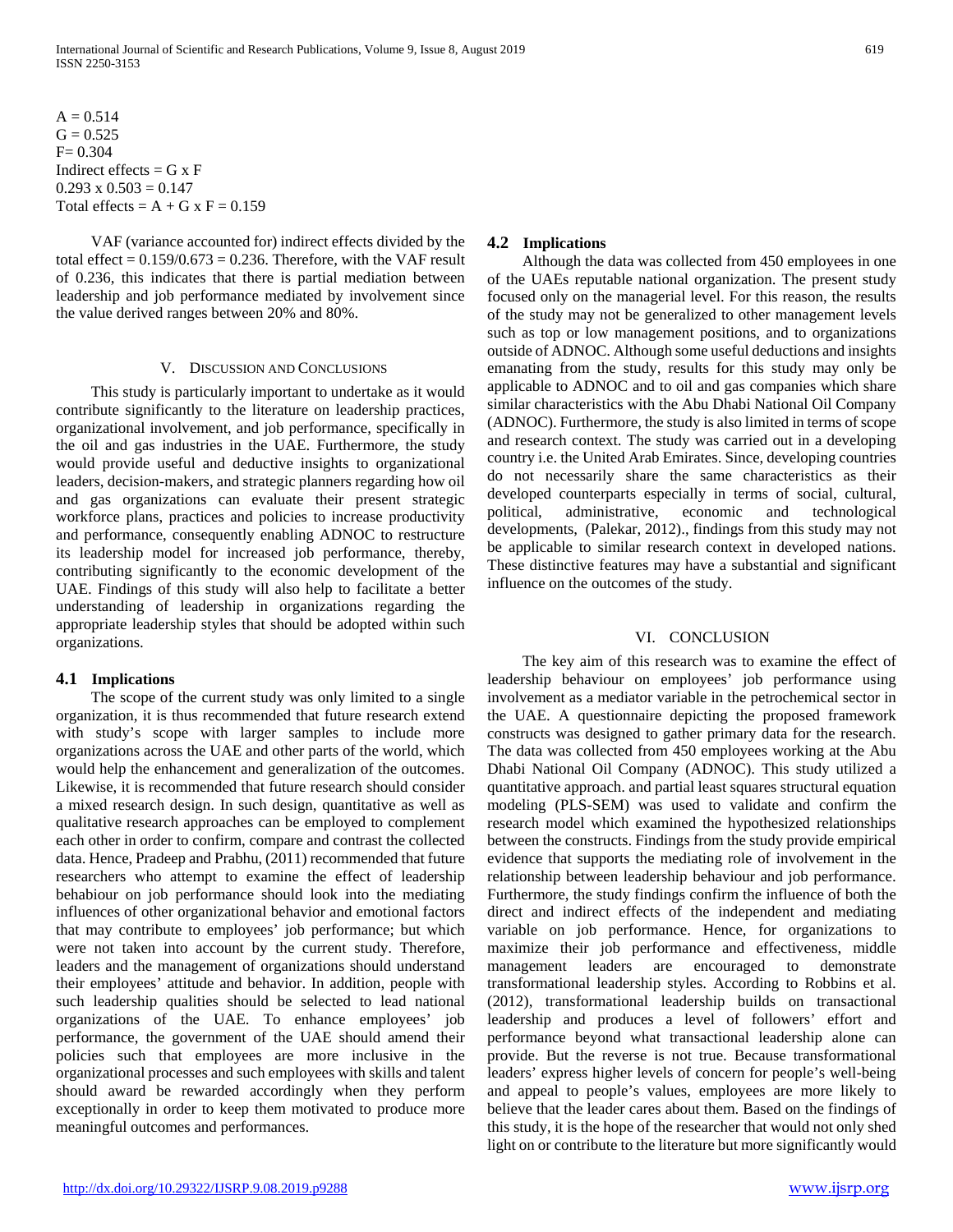A = 0.514
G = 0.525
F= 0.304
Indirect effects = G x F
0.293 x 0.503 = 0.147
Total effects = A + G x F = 0.159

VAF (variance accounted for) indirect effects divided by the total effect = 0.159/0.673 = 0.236. Therefore, with the VAF result of 0.236, this indicates that there is partial mediation between leadership and job performance mediated by involvement since the value derived ranges between 20% and 80%.

## V. Discussion and Conclusions

This study is particularly important to undertake as it would contribute significantly to the literature on leadership practices, organizational involvement, and job performance, specifically in the oil and gas industries in the UAE. Furthermore, the study would provide useful and deductive insights to organizational leaders, decision-makers, and strategic planners regarding how oil and gas organizations can evaluate their present strategic workforce plans, practices and policies to increase productivity and performance, consequently enabling ADNOC to restructure its leadership model for increased job performance, thereby, contributing significantly to the economic development of the UAE. Findings of this study will also help to facilitate a better understanding of leadership in organizations regarding the appropriate leadership styles that should be adopted within such organizations.

### 4.1 Implications

The scope of the current study was only limited to a single organization, it is thus recommended that future research extend with study's scope with larger samples to include more organizations across the UAE and other parts of the world, which would help the enhancement and generalization of the outcomes. Likewise, it is recommended that future research should consider a mixed research design. In such design, quantitative as well as qualitative research approaches can be employed to complement each other in order to confirm, compare and contrast the collected data. Hence, Pradeep and Prabhu, (2011) recommended that future researchers who attempt to examine the effect of leadership behabiour on job performance should look into the mediating influences of other organizational behavior and emotional factors that may contribute to employees' job performance; but which were not taken into account by the current study. Therefore, leaders and the management of organizations should understand their employees' attitude and behavior. In addition, people with such leadership qualities should be selected to lead national organizations of the UAE. To enhance employees' job performance, the government of the UAE should amend their policies such that employees are more inclusive in the organizational processes and such employees with skills and talent should award be rewarded accordingly when they perform exceptionally in order to keep them motivated to produce more meaningful outcomes and performances.

### 4.2 Implications

Although the data was collected from 450 employees in one of the UAEs reputable national organization. The present study focused only on the managerial level. For this reason, the results of the study may not be generalized to other management levels such as top or low management positions, and to organizations outside of ADNOC. Although some useful deductions and insights emanating from the study, results for this study may only be applicable to ADNOC and to oil and gas companies which share similar characteristics with the Abu Dhabi National Oil Company (ADNOC). Furthermore, the study is also limited in terms of scope and research context. The study was carried out in a developing country i.e. the United Arab Emirates. Since, developing countries do not necessarily share the same characteristics as their developed counterparts especially in terms of social, cultural, political, administrative, economic and technological developments, (Palekar, 2012)., findings from this study may not be applicable to similar research context in developed nations. These distinctive features may have a substantial and significant influence on the outcomes of the study.

## VI. Conclusion

The key aim of this research was to examine the effect of leadership behaviour on employees' job performance using involvement as a mediator variable in the petrochemical sector in the UAE. A questionnaire depicting the proposed framework constructs was designed to gather primary data for the research. The data was collected from 450 employees working at the Abu Dhabi National Oil Company (ADNOC). This study utilized a quantitative approach. and partial least squares structural equation modeling (PLS-SEM) was used to validate and confirm the research model which examined the hypothesized relationships between the constructs. Findings from the study provide empirical evidence that supports the mediating role of involvement in the relationship between leadership behaviour and job performance. Furthermore, the study findings confirm the influence of both the direct and indirect effects of the independent and mediating variable on job performance. Hence, for organizations to maximize their job performance and effectiveness, middle management leaders are encouraged to demonstrate transformational leadership styles. According to Robbins et al. (2012), transformational leadership builds on transactional leadership and produces a level of followers' effort and performance beyond what transactional leadership alone can provide. But the reverse is not true. Because transformational leaders' express higher levels of concern for people's well-being and appeal to people's values, employees are more likely to believe that the leader cares about them. Based on the findings of this study, it is the hope of the researcher that would not only shed light on or contribute to the literature but more significantly would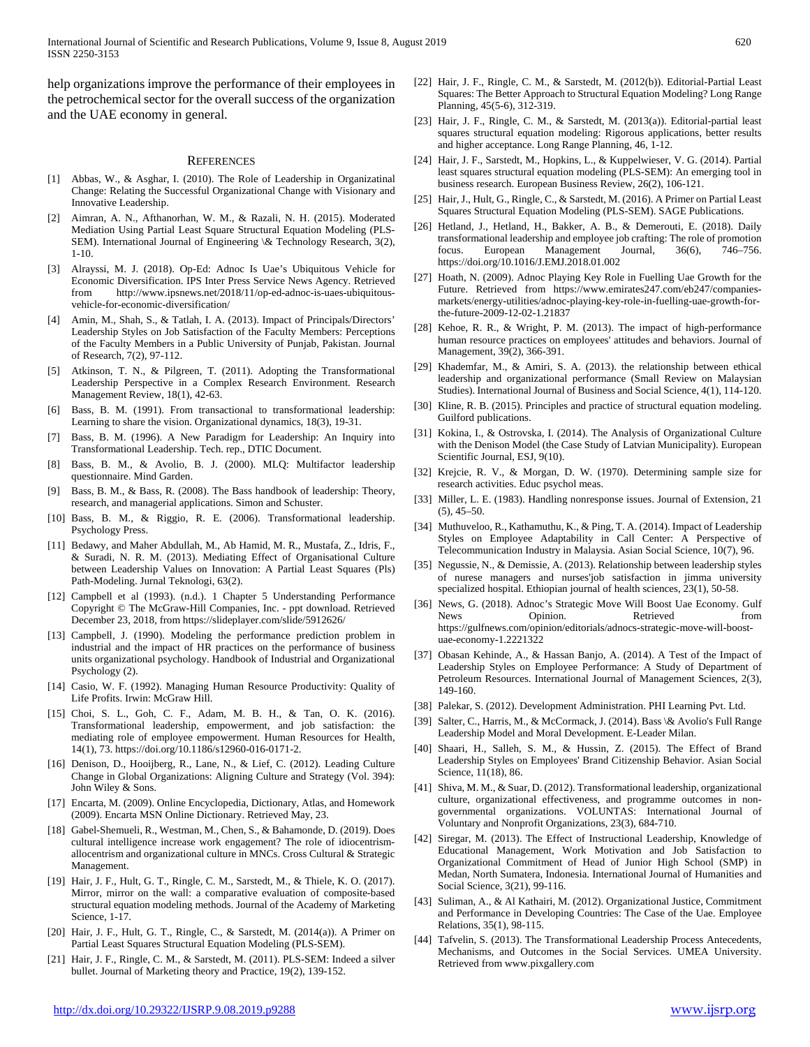help organizations improve the performance of their employees in the petrochemical sector for the overall success of the organization and the UAE economy in general.

## REFERENCES

[1] Abbas, W., & Asghar, I. (2010). The Role of Leadership in Organizatinal Change: Relating the Successful Organizational Change with Visionary and Innovative Leadership.

[2] Aimran, A. N., Afthanorhan, W. M., & Razali, N. H. (2015). Moderated Mediation Using Partial Least Square Structural Equation Modeling (PLS-SEM). International Journal of Engineering \& Technology Research, 3(2), 1-10.

[3] Alrayssi, M. J. (2018). Op-Ed: Adnoc Is Uae's Ubiquitous Vehicle for Economic Diversification. IPS Inter Press Service News Agency. Retrieved from http://www.ipsnews.net/2018/11/op-ed-adnoc-is-uaes-ubiquitous-vehicle-for-economic-diversification/

[4] Amin, M., Shah, S., & Tatlah, I. A. (2013). Impact of Principals/Directors' Leadership Styles on Job Satisfaction of the Faculty Members: Perceptions of the Faculty Members in a Public University of Punjab, Pakistan. Journal of Research, 7(2), 97-112.

[5] Atkinson, T. N., & Pilgreen, T. (2011). Adopting the Transformational Leadership Perspective in a Complex Research Environment. Research Management Review, 18(1), 42-63.

[6] Bass, B. M. (1991). From transactional to transformational leadership: Learning to share the vision. Organizational dynamics, 18(3), 19-31.

[7] Bass, B. M. (1996). A New Paradigm for Leadership: An Inquiry into Transformational Leadership. Tech. rep., DTIC Document.

[8] Bass, B. M., & Avolio, B. J. (2000). MLQ: Multifactor leadership questionnaire. Mind Garden.

[9] Bass, B. M., & Bass, R. (2008). The Bass handbook of leadership: Theory, research, and managerial applications. Simon and Schuster.

[10] Bass, B. M., & Riggio, R. E. (2006). Transformational leadership. Psychology Press.

[11] Bedawy, and Maher Abdullah, M., Ab Hamid, M. R., Mustafa, Z., Idris, F., & Suradi, N. R. M. (2013). Mediating Effect of Organisational Culture between Leadership Values on Innovation: A Partial Least Squares (Pls) Path-Modeling. Jurnal Teknologi, 63(2).

[12] Campbell et al (1993). (n.d.). 1 Chapter 5 Understanding Performance Copyright © The McGraw-Hill Companies, Inc. - ppt download. Retrieved December 23, 2018, from https://slideplayer.com/slide/5912626/

[13] Campbell, J. (1990). Modeling the performance prediction problem in industrial and the impact of HR practices on the performance of business units organizational psychology. Handbook of Industrial and Organizational Psychology (2).

[14] Casio, W. F. (1992). Managing Human Resource Productivity: Quality of Life Profits. Irwin: McGraw Hill.

[15] Choi, S. L., Goh, C. F., Adam, M. B. H., & Tan, O. K. (2016). Transformational leadership, empowerment, and job satisfaction: the mediating role of employee empowerment. Human Resources for Health, 14(1), 73. https://doi.org/10.1186/s12960-016-0171-2.

[16] Denison, D., Hooijberg, R., Lane, N., & Lief, C. (2012). Leading Culture Change in Global Organizations: Aligning Culture and Strategy (Vol. 394): John Wiley & Sons.

[17] Encarta, M. (2009). Online Encyclopedia, Dictionary, Atlas, and Homework (2009). Encarta MSN Online Dictionary. Retrieved May, 23.

[18] Gabel-Shemueli, R., Westman, M., Chen, S., & Bahamonde, D. (2019). Does cultural intelligence increase work engagement? The role of idiocentrism-allocentrism and organizational culture in MNCs. Cross Cultural & Strategic Management.

[19] Hair, J. F., Hult, G. T., Ringle, C. M., Sarstedt, M., & Thiele, K. O. (2017). Mirror, mirror on the wall: a comparative evaluation of composite-based structural equation modeling methods. Journal of the Academy of Marketing Science, 1-17.

[20] Hair, J. F., Hult, G. T., Ringle, C., & Sarstedt, M. (2014(a)). A Primer on Partial Least Squares Structural Equation Modeling (PLS-SEM).

[21] Hair, J. F., Ringle, C. M., & Sarstedt, M. (2011). PLS-SEM: Indeed a silver bullet. Journal of Marketing theory and Practice, 19(2), 139-152.

[22] Hair, J. F., Ringle, C. M., & Sarstedt, M. (2012(b)). Editorial-Partial Least Squares: The Better Approach to Structural Equation Modeling? Long Range Planning, 45(5-6), 312-319.

[23] Hair, J. F., Ringle, C. M., & Sarstedt, M. (2013(a)). Editorial-partial least squares structural equation modeling: Rigorous applications, better results and higher acceptance. Long Range Planning, 46, 1-12.

[24] Hair, J. F., Sarstedt, M., Hopkins, L., & Kuppelwieser, V. G. (2014). Partial least squares structural equation modeling (PLS-SEM): An emerging tool in business research. European Business Review, 26(2), 106-121.

[25] Hair, J., Hult, G., Ringle, C., & Sarstedt, M. (2016). A Primer on Partial Least Squares Structural Equation Modeling (PLS-SEM). SAGE Publications.

[26] Hetland, J., Hetland, H., Bakker, A. B., & Demerouti, E. (2018). Daily transformational leadership and employee job crafting: The role of promotion focus. European Management Journal, 36(6), 746–756. https://doi.org/10.1016/J.EMJ.2018.01.002

[27] Hoath, N. (2009). Adnoc Playing Key Role in Fuelling Uae Growth for the Future. Retrieved from https://www.emirates247.com/eb247/companies-markets/energy-utilities/adnoc-playing-key-role-in-fuelling-uae-growth-for-the-future-2009-12-02-1.21837

[28] Kehoe, R. R., & Wright, P. M. (2013). The impact of high-performance human resource practices on employees' attitudes and behaviors. Journal of Management, 39(2), 366-391.

[29] Khademfar, M., & Amiri, S. A. (2013). the relationship between ethical leadership and organizational performance (Small Review on Malaysian Studies). International Journal of Business and Social Science, 4(1), 114-120.

[30] Kline, R. B. (2015). Principles and practice of structural equation modeling. Guilford publications.

[31] Kokina, I., & Ostrovska, I. (2014). The Analysis of Organizational Culture with the Denison Model (the Case Study of Latvian Municipality). European Scientific Journal, ESJ, 9(10).

[32] Krejcie, R. V., & Morgan, D. W. (1970). Determining sample size for research activities. Educ psychol meas.

[33] Miller, L. E. (1983). Handling nonresponse issues. Journal of Extension, 21 (5), 45–50.

[34] Muthuveloo, R., Kathamuthu, K., & Ping, T. A. (2014). Impact of Leadership Styles on Employee Adaptability in Call Center: A Perspective of Telecommunication Industry in Malaysia. Asian Social Science, 10(7), 96.

[35] Negussie, N., & Demissie, A. (2013). Relationship between leadership styles of nurese managers and nurses'job satisfaction in jimma university specialized hospital. Ethiopian journal of health sciences, 23(1), 50-58.

[36] News, G. (2018). Adnoc's Strategic Move Will Boost Uae Economy. Gulf News Opinion. Retrieved from https://gulfnews.com/opinion/editorials/adnocs-strategic-move-will-boost-uae-economy-1.2221322

[37] Obasan Kehinde, A., & Hassan Banjo, A. (2014). A Test of the Impact of Leadership Styles on Employee Performance: A Study of Department of Petroleum Resources. International Journal of Management Sciences, 2(3), 149-160.

[38] Palekar, S. (2012). Development Administration. PHI Learning Pvt. Ltd.

[39] Salter, C., Harris, M., & McCormack, J. (2014). Bass \& Avolio's Full Range Leadership Model and Moral Development. E-Leader Milan.

[40] Shaari, H., Salleh, S. M., & Hussin, Z. (2015). The Effect of Brand Leadership Styles on Employees' Brand Citizenship Behavior. Asian Social Science, 11(18), 86.

[41] Shiva, M. M., & Suar, D. (2012). Transformational leadership, organizational culture, organizational effectiveness, and programme outcomes in non-governmental organizations. VOLUNTAS: International Journal of Voluntary and Nonprofit Organizations, 23(3), 684-710.

[42] Siregar, M. (2013). The Effect of Instructional Leadership, Knowledge of Educational Management, Work Motivation and Job Satisfaction to Organizational Commitment of Head of Junior High School (SMP) in Medan, North Sumatera, Indonesia. International Journal of Humanities and Social Science, 3(21), 99-116.

[43] Suliman, A., & Al Kathairi, M. (2012). Organizational Justice, Commitment and Performance in Developing Countries: The Case of the Uae. Employee Relations, 35(1), 98-115.

[44] Tafvelin, S. (2013). The Transformational Leadership Process Antecedents, Mechanisms, and Outcomes in the Social Services. UMEA University. Retrieved from www.pixgallery.com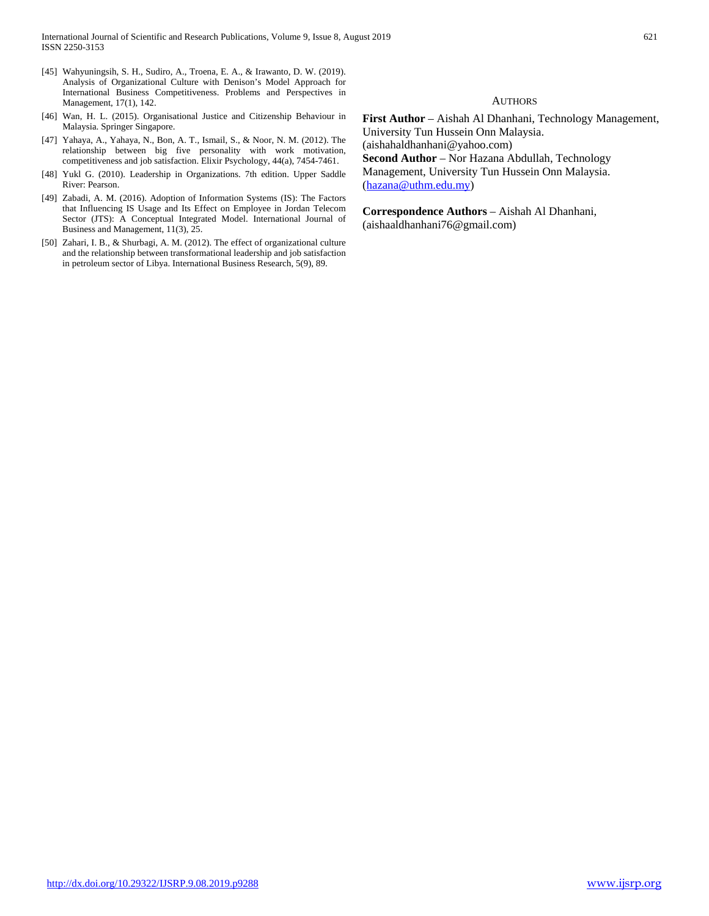[45] Wahyuningsih, S. H., Sudiro, A., Troena, E. A., & Irawanto, D. W. (2019). Analysis of Organizational Culture with Denison's Model Approach for International Business Competitiveness. Problems and Perspectives in Management, 17(1), 142.

[46] Wan, H. L. (2015). Organisational Justice and Citizenship Behaviour in Malaysia. Springer Singapore.

[47] Yahaya, A., Yahaya, N., Bon, A. T., Ismail, S., & Noor, N. M. (2012). The relationship between big five personality with work motivation, competitiveness and job satisfaction. Elixir Psychology, 44(a), 7454-7461.

[48] Yukl G. (2010). Leadership in Organizations. 7th edition. Upper Saddle River: Pearson.

[49] Zabadi, A. M. (2016). Adoption of Information Systems (IS): The Factors that Influencing IS Usage and Its Effect on Employee in Jordan Telecom Sector (JTS): A Conceptual Integrated Model. International Journal of Business and Management, 11(3), 25.

[50] Zahari, I. B., & Shurbagi, A. M. (2012). The effect of organizational culture and the relationship between transformational leadership and job satisfaction in petroleum sector of Libya. International Business Research, 5(9), 89.

## AUTHORS

**First Author** – Aishah Al Dhanhani, Technology Management, University Tun Hussein Onn Malaysia. (aishahaldhanhani@yahoo.com)

**Second Author** – Nor Hazana Abdullah, Technology Management, University Tun Hussein Onn Malaysia. (hazana@uthm.edu.my)

**Correspondence Authors** – Aishah Al Dhanhani, (aishaaldhanhani76@gmail.com)